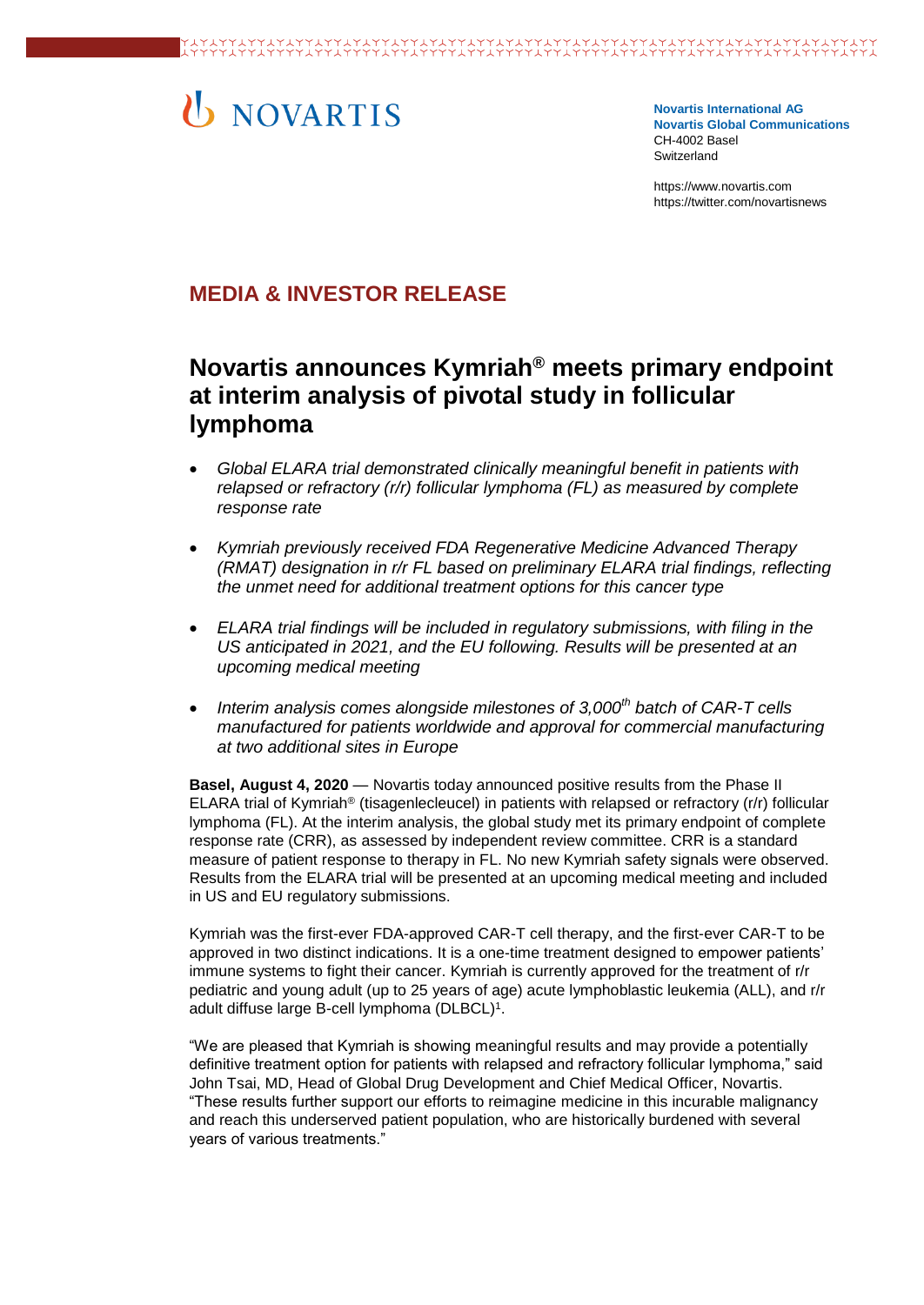NOVARTIS

**Novartis International AG**
**Novartis Global Communications**
CH-4002 Basel
Switzerland

https://www.novartis.com
https://twitter.com/novartisnews

## MEDIA & INVESTOR RELEASE

# Novartis announces Kymriah® meets primary endpoint at interim analysis of pivotal study in follicular lymphoma

- *Global ELARA trial demonstrated clinically meaningful benefit in patients with relapsed or refractory (r/r) follicular lymphoma (FL) as measured by complete response rate*
- *Kymriah previously received FDA Regenerative Medicine Advanced Therapy (RMAT) designation in r/r FL based on preliminary ELARA trial findings, reflecting the unmet need for additional treatment options for this cancer type*
- *ELARA trial findings will be included in regulatory submissions, with filing in the US anticipated in 2021, and the EU following. Results will be presented at an upcoming medical meeting*
- *Interim analysis comes alongside milestones of 3,000th batch of CAR-T cells manufactured for patients worldwide and approval for commercial manufacturing at two additional sites in Europe*

**Basel, August 4, 2020** — Novartis today announced positive results from the Phase II ELARA trial of Kymriah® (tisagenlecleucel) in patients with relapsed or refractory (r/r) follicular lymphoma (FL). At the interim analysis, the global study met its primary endpoint of complete response rate (CRR), as assessed by independent review committee. CRR is a standard measure of patient response to therapy in FL. No new Kymriah safety signals were observed. Results from the ELARA trial will be presented at an upcoming medical meeting and included in US and EU regulatory submissions.

Kymriah was the first-ever FDA-approved CAR-T cell therapy, and the first-ever CAR-T to be approved in two distinct indications. It is a one-time treatment designed to empower patients' immune systems to fight their cancer. Kymriah is currently approved for the treatment of r/r pediatric and young adult (up to 25 years of age) acute lymphoblastic leukemia (ALL), and r/r adult diffuse large B-cell lymphoma (DLBCL)[1].

"We are pleased that Kymriah is showing meaningful results and may provide a potentially definitive treatment option for patients with relapsed and refractory follicular lymphoma," said John Tsai, MD, Head of Global Drug Development and Chief Medical Officer, Novartis. "These results further support our efforts to reimagine medicine in this incurable malignancy and reach this underserved patient population, who are historically burdened with several years of various treatments."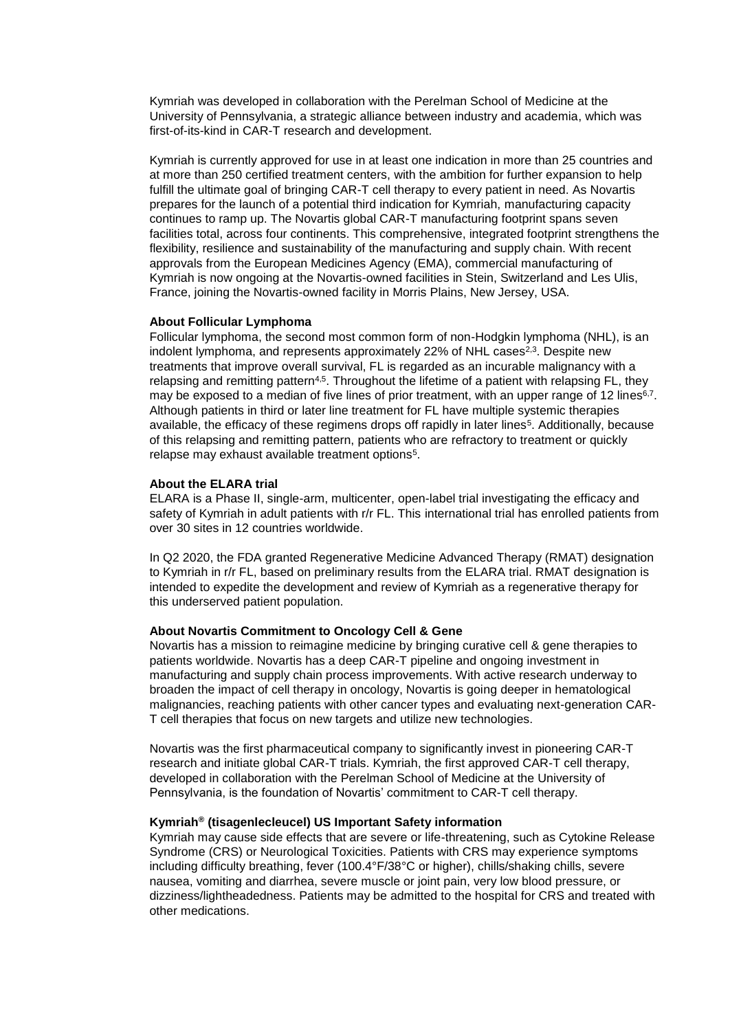Kymriah was developed in collaboration with the Perelman School of Medicine at the University of Pennsylvania, a strategic alliance between industry and academia, which was first-of-its-kind in CAR-T research and development.

Kymriah is currently approved for use in at least one indication in more than 25 countries and at more than 250 certified treatment centers, with the ambition for further expansion to help fulfill the ultimate goal of bringing CAR-T cell therapy to every patient in need. As Novartis prepares for the launch of a potential third indication for Kymriah, manufacturing capacity continues to ramp up. The Novartis global CAR-T manufacturing footprint spans seven facilities total, across four continents. This comprehensive, integrated footprint strengthens the flexibility, resilience and sustainability of the manufacturing and supply chain. With recent approvals from the European Medicines Agency (EMA), commercial manufacturing of Kymriah is now ongoing at the Novartis-owned facilities in Stein, Switzerland and Les Ulis, France, joining the Novartis-owned facility in Morris Plains, New Jersey, USA.

**About Follicular Lymphoma**

Follicular lymphoma, the second most common form of non-Hodgkin lymphoma (NHL), is an indolent lymphoma, and represents approximately 22% of NHL cases[2,3]. Despite new treatments that improve overall survival, FL is regarded as an incurable malignancy with a relapsing and remitting pattern[4,5]. Throughout the lifetime of a patient with relapsing FL, they may be exposed to a median of five lines of prior treatment, with an upper range of 12 lines[6,7]. Although patients in third or later line treatment for FL have multiple systemic therapies available, the efficacy of these regimens drops off rapidly in later lines[5]. Additionally, because of this relapsing and remitting pattern, patients who are refractory to treatment or quickly relapse may exhaust available treatment options[5].

**About the ELARA trial**

ELARA is a Phase II, single-arm, multicenter, open-label trial investigating the efficacy and safety of Kymriah in adult patients with r/r FL. This international trial has enrolled patients from over 30 sites in 12 countries worldwide.

In Q2 2020, the FDA granted Regenerative Medicine Advanced Therapy (RMAT) designation to Kymriah in r/r FL, based on preliminary results from the ELARA trial. RMAT designation is intended to expedite the development and review of Kymriah as a regenerative therapy for this underserved patient population.

**About Novartis Commitment to Oncology Cell & Gene**

Novartis has a mission to reimagine medicine by bringing curative cell & gene therapies to patients worldwide. Novartis has a deep CAR-T pipeline and ongoing investment in manufacturing and supply chain process improvements. With active research underway to broaden the impact of cell therapy in oncology, Novartis is going deeper in hematological malignancies, reaching patients with other cancer types and evaluating next-generation CAR-T cell therapies that focus on new targets and utilize new technologies.

Novartis was the first pharmaceutical company to significantly invest in pioneering CAR-T research and initiate global CAR-T trials. Kymriah, the first approved CAR-T cell therapy, developed in collaboration with the Perelman School of Medicine at the University of Pennsylvania, is the foundation of Novartis' commitment to CAR-T cell therapy.

**Kymriah® (tisagenlecleucel) US Important Safety information**

Kymriah may cause side effects that are severe or life-threatening, such as Cytokine Release Syndrome (CRS) or Neurological Toxicities. Patients with CRS may experience symptoms including difficulty breathing, fever (100.4°F/38°C or higher), chills/shaking chills, severe nausea, vomiting and diarrhea, severe muscle or joint pain, very low blood pressure, or dizziness/lightheadedness. Patients may be admitted to the hospital for CRS and treated with other medications.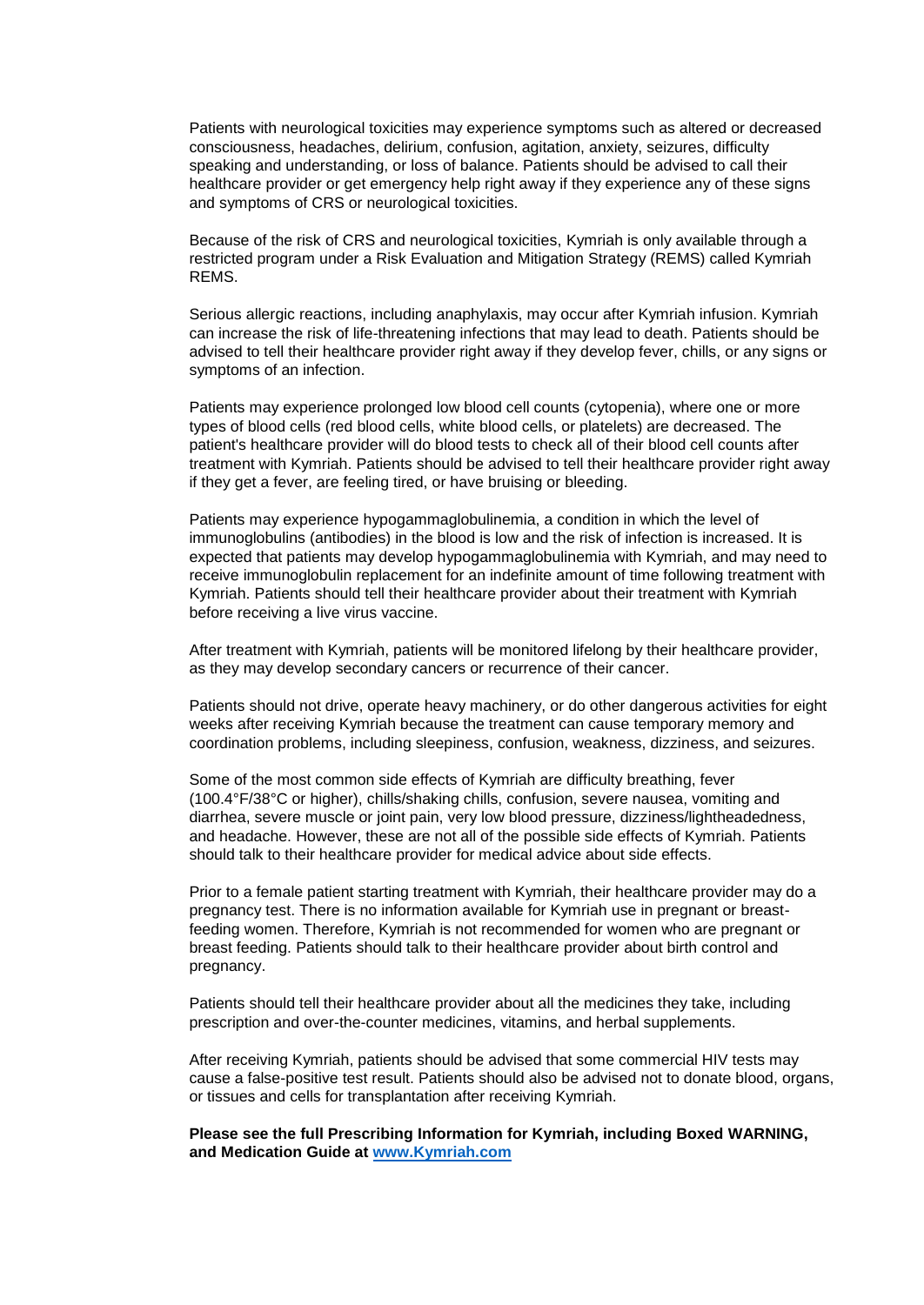Patients with neurological toxicities may experience symptoms such as altered or decreased consciousness, headaches, delirium, confusion, agitation, anxiety, seizures, difficulty speaking and understanding, or loss of balance. Patients should be advised to call their healthcare provider or get emergency help right away if they experience any of these signs and symptoms of CRS or neurological toxicities.

Because of the risk of CRS and neurological toxicities, Kymriah is only available through a restricted program under a Risk Evaluation and Mitigation Strategy (REMS) called Kymriah REMS.

Serious allergic reactions, including anaphylaxis, may occur after Kymriah infusion. Kymriah can increase the risk of life-threatening infections that may lead to death. Patients should be advised to tell their healthcare provider right away if they develop fever, chills, or any signs or symptoms of an infection.

Patients may experience prolonged low blood cell counts (cytopenia), where one or more types of blood cells (red blood cells, white blood cells, or platelets) are decreased. The patient's healthcare provider will do blood tests to check all of their blood cell counts after treatment with Kymriah. Patients should be advised to tell their healthcare provider right away if they get a fever, are feeling tired, or have bruising or bleeding.

Patients may experience hypogammaglobulinemia, a condition in which the level of immunoglobulins (antibodies) in the blood is low and the risk of infection is increased. It is expected that patients may develop hypogammaglobulinemia with Kymriah, and may need to receive immunoglobulin replacement for an indefinite amount of time following treatment with Kymriah. Patients should tell their healthcare provider about their treatment with Kymriah before receiving a live virus vaccine.

After treatment with Kymriah, patients will be monitored lifelong by their healthcare provider, as they may develop secondary cancers or recurrence of their cancer.

Patients should not drive, operate heavy machinery, or do other dangerous activities for eight weeks after receiving Kymriah because the treatment can cause temporary memory and coordination problems, including sleepiness, confusion, weakness, dizziness, and seizures.

Some of the most common side effects of Kymriah are difficulty breathing, fever (100.4°F/38°C or higher), chills/shaking chills, confusion, severe nausea, vomiting and diarrhea, severe muscle or joint pain, very low blood pressure, dizziness/lightheadedness, and headache. However, these are not all of the possible side effects of Kymriah. Patients should talk to their healthcare provider for medical advice about side effects.

Prior to a female patient starting treatment with Kymriah, their healthcare provider may do a pregnancy test. There is no information available for Kymriah use in pregnant or breast-feeding women. Therefore, Kymriah is not recommended for women who are pregnant or breast feeding. Patients should talk to their healthcare provider about birth control and pregnancy.

Patients should tell their healthcare provider about all the medicines they take, including prescription and over-the-counter medicines, vitamins, and herbal supplements.

After receiving Kymriah, patients should be advised that some commercial HIV tests may cause a false-positive test result. Patients should also be advised not to donate blood, organs, or tissues and cells for transplantation after receiving Kymriah.

**Please see the full Prescribing Information for Kymriah, including Boxed WARNING, and Medication Guide at [www.Kymriah.com](http://www.Kymriah.com)**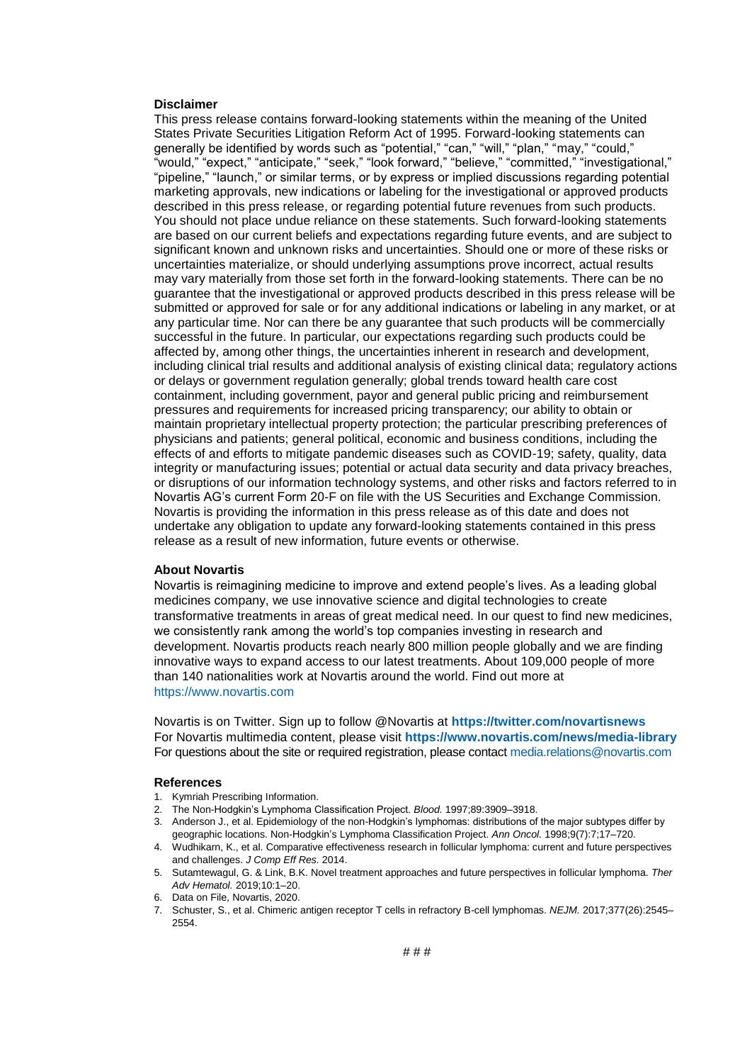**Disclaimer**

This press release contains forward-looking statements within the meaning of the United States Private Securities Litigation Reform Act of 1995. Forward-looking statements can generally be identified by words such as "potential," "can," "will," "plan," "may," "could," "would," "expect," "anticipate," "seek," "look forward," "believe," "committed," "investigational," "pipeline," "launch," or similar terms, or by express or implied discussions regarding potential marketing approvals, new indications or labeling for the investigational or approved products described in this press release, or regarding potential future revenues from such products. You should not place undue reliance on these statements. Such forward-looking statements are based on our current beliefs and expectations regarding future events, and are subject to significant known and unknown risks and uncertainties. Should one or more of these risks or uncertainties materialize, or should underlying assumptions prove incorrect, actual results may vary materially from those set forth in the forward-looking statements. There can be no guarantee that the investigational or approved products described in this press release will be submitted or approved for sale or for any additional indications or labeling in any market, or at any particular time. Nor can there be any guarantee that such products will be commercially successful in the future. In particular, our expectations regarding such products could be affected by, among other things, the uncertainties inherent in research and development, including clinical trial results and additional analysis of existing clinical data; regulatory actions or delays or government regulation generally; global trends toward health care cost containment, including government, payor and general public pricing and reimbursement pressures and requirements for increased pricing transparency; our ability to obtain or maintain proprietary intellectual property protection; the particular prescribing preferences of physicians and patients; general political, economic and business conditions, including the effects of and efforts to mitigate pandemic diseases such as COVID-19; safety, quality, data integrity or manufacturing issues; potential or actual data security and data privacy breaches, or disruptions of our information technology systems, and other risks and factors referred to in Novartis AG's current Form 20-F on file with the US Securities and Exchange Commission. Novartis is providing the information in this press release as of this date and does not undertake any obligation to update any forward-looking statements contained in this press release as a result of new information, future events or otherwise.

**About Novartis**

Novartis is reimagining medicine to improve and extend people's lives. As a leading global medicines company, we use innovative science and digital technologies to create transformative treatments in areas of great medical need. In our quest to find new medicines, we consistently rank among the world's top companies investing in research and development. Novartis products reach nearly 800 million people globally and we are finding innovative ways to expand access to our latest treatments. About 109,000 people of more than 140 nationalities work at Novartis around the world. Find out more at https://www.novartis.com

Novartis is on Twitter. Sign up to follow @Novartis at **https://twitter.com/novartisnews**
For Novartis multimedia content, please visit **https://www.novartis.com/news/media-library**
For questions about the site or required registration, please contact media.relations@novartis.com

**References**

1. Kymriah Prescribing Information.
2. The Non-Hodgkin's Lymphoma Classification Project. *Blood.* 1997;89:3909–3918.
3. Anderson J., et al. Epidemiology of the non-Hodgkin's lymphomas: distributions of the major subtypes differ by geographic locations. Non-Hodgkin's Lymphoma Classification Project. *Ann Oncol.* 1998;9(7):7;17–720.
4. Wudhikarn, K., et al. Comparative effectiveness research in follicular lymphoma: current and future perspectives and challenges. *J Comp Eff Res.* 2014.
5. Sutamtewagul, G. & Link, B.K. Novel treatment approaches and future perspectives in follicular lymphoma. *Ther Adv Hematol.* 2019;10:1–20.
6. Data on File, Novartis, 2020.
7. Schuster, S., et al. Chimeric antigen receptor T cells in refractory B-cell lymphomas. *NEJM.* 2017;377(26):2545–2554.

# # #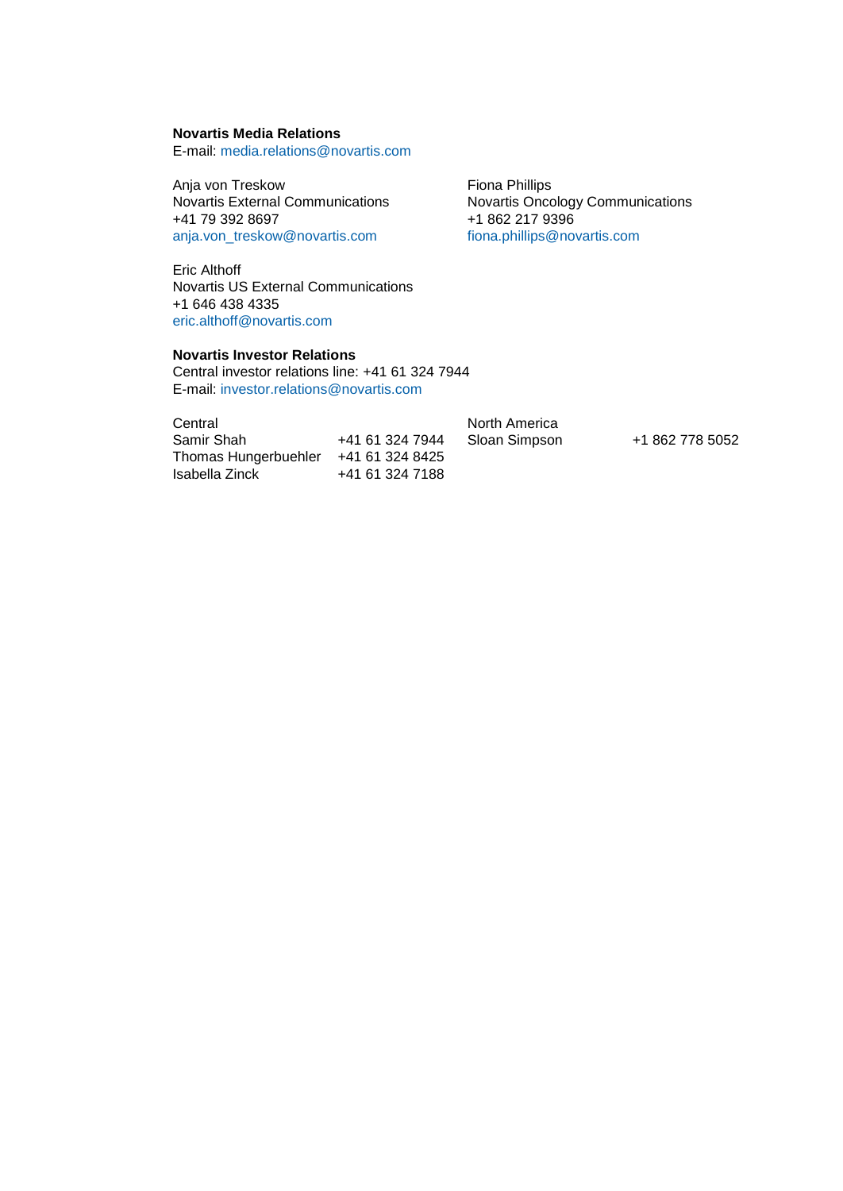**Novartis Media Relations**
E-mail: media.relations@novartis.com

Anja von Treskow
Novartis External Communications
+41 79 392 8697
anja.von_treskow@novartis.com

Fiona Phillips
Novartis Oncology Communications
+1 862 217 9396
fiona.phillips@novartis.com

Eric Althoff
Novartis US External Communications
+1 646 438 4335
eric.althoff@novartis.com

**Novartis Investor Relations**
Central investor relations line: +41 61 324 7944
E-mail: investor.relations@novartis.com

| | | | |
|---|---|---|---|
| Central | | North America | |
| Samir Shah | +41 61 324 7944 | Sloan Simpson | +1 862 778 5052 |
| Thomas Hungerbuehler | +41 61 324 8425 | | |
| Isabella Zinck | +41 61 324 7188 | | |